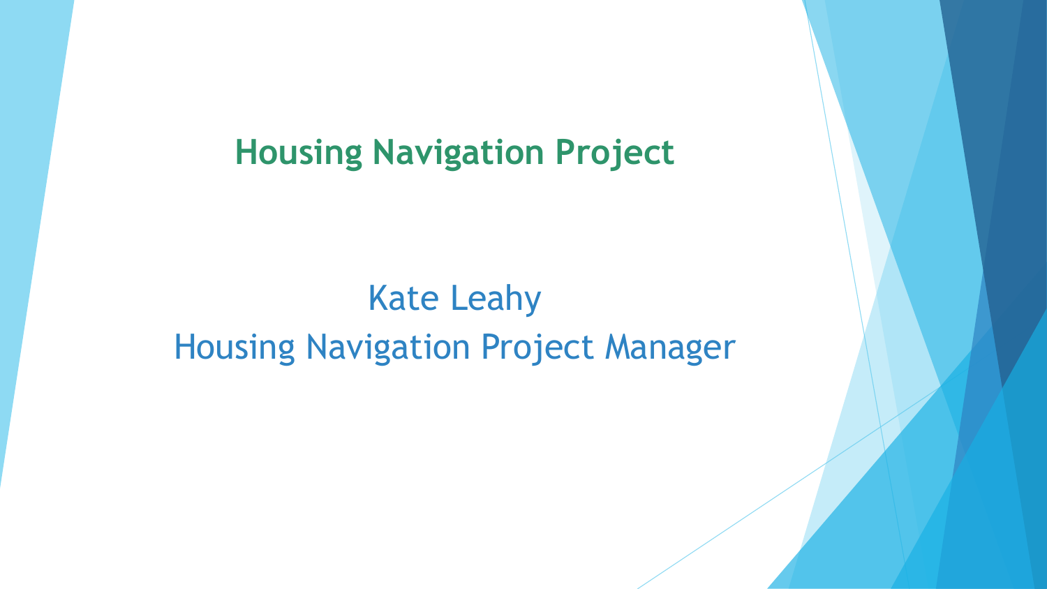# Housing Navigation Project

Kate Leahy

Housing Navigation Project Manager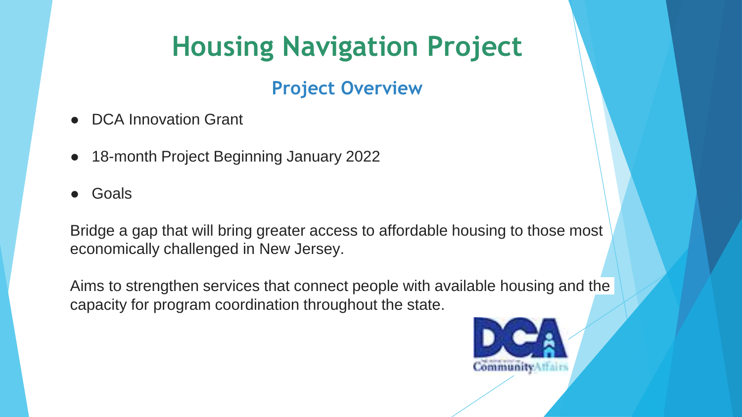# Housing Navigation Project

## Project Overview

- DCA Innovation Grant
- 18-month Project Beginning January 2022
- Goals

Bridge a gap that will bring greater access to affordable housing to those most economically challenged in New Jersey.

Aims to strengthen services that connect people with available housing and the capacity for program coordination throughout the state.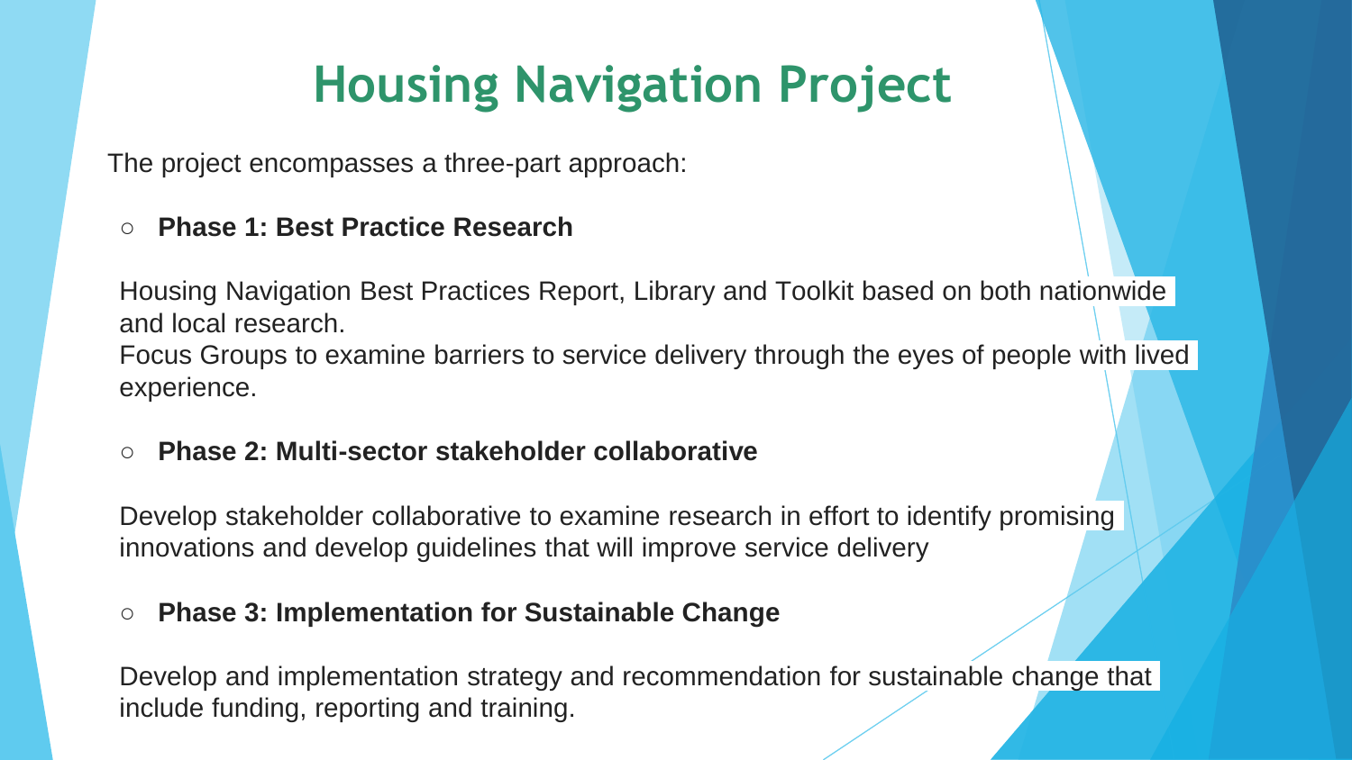# Housing Navigation Project

The project encompasses a three-part approach:

- **Phase 1: Best Practice Research**

Housing Navigation Best Practices Report, Library and Toolkit based on both nationwide and local research.
Focus Groups to examine barriers to service delivery through the eyes of people with lived experience.

- **Phase 2: Multi-sector stakeholder collaborative**

Develop stakeholder collaborative to examine research in effort to identify promising innovations and develop guidelines that will improve service delivery

- **Phase 3: Implementation for Sustainable Change**

Develop and implementation strategy and recommendation for sustainable change that include funding, reporting and training.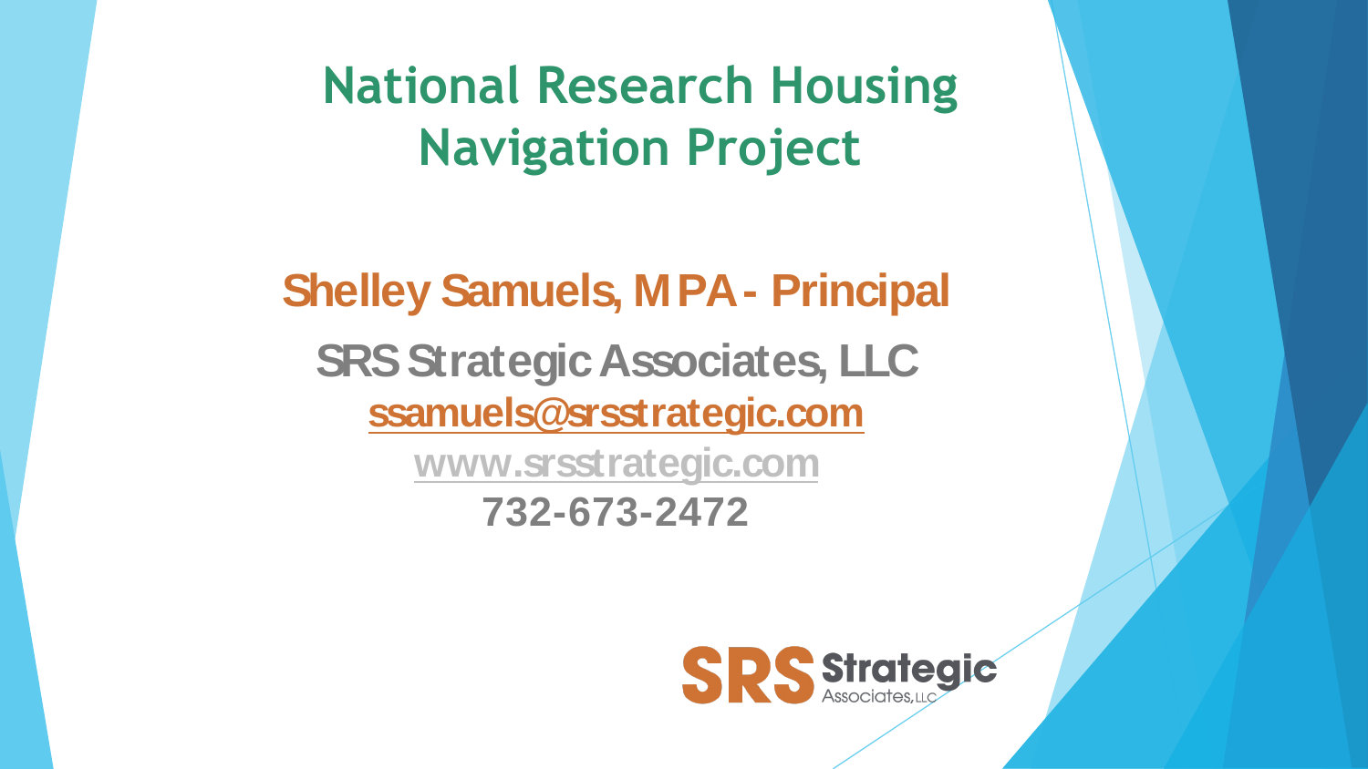# National Research Housing Navigation Project

## Shelley Samuels, MPA - Principal

**SRS Strategic Associates, LLC**

**ssamuels@srsstrategic.com**

**www.srsstrategic.com**

**732-673-2472**

SRS Strategic Associates, LLC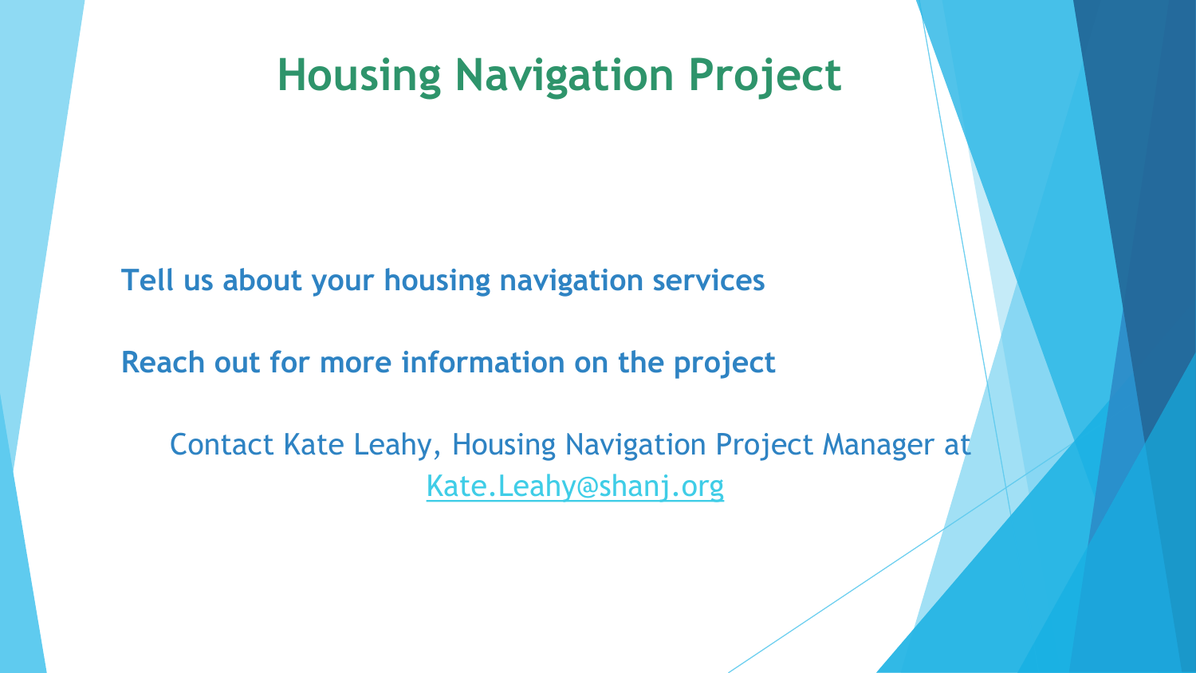# Housing Navigation Project

**Tell us about your housing navigation services**

**Reach out for more information on the project**

Contact Kate Leahy, Housing Navigation Project Manager at [Kate.Leahy@shanj.org](mailto:Kate.Leahy@shanj.org)